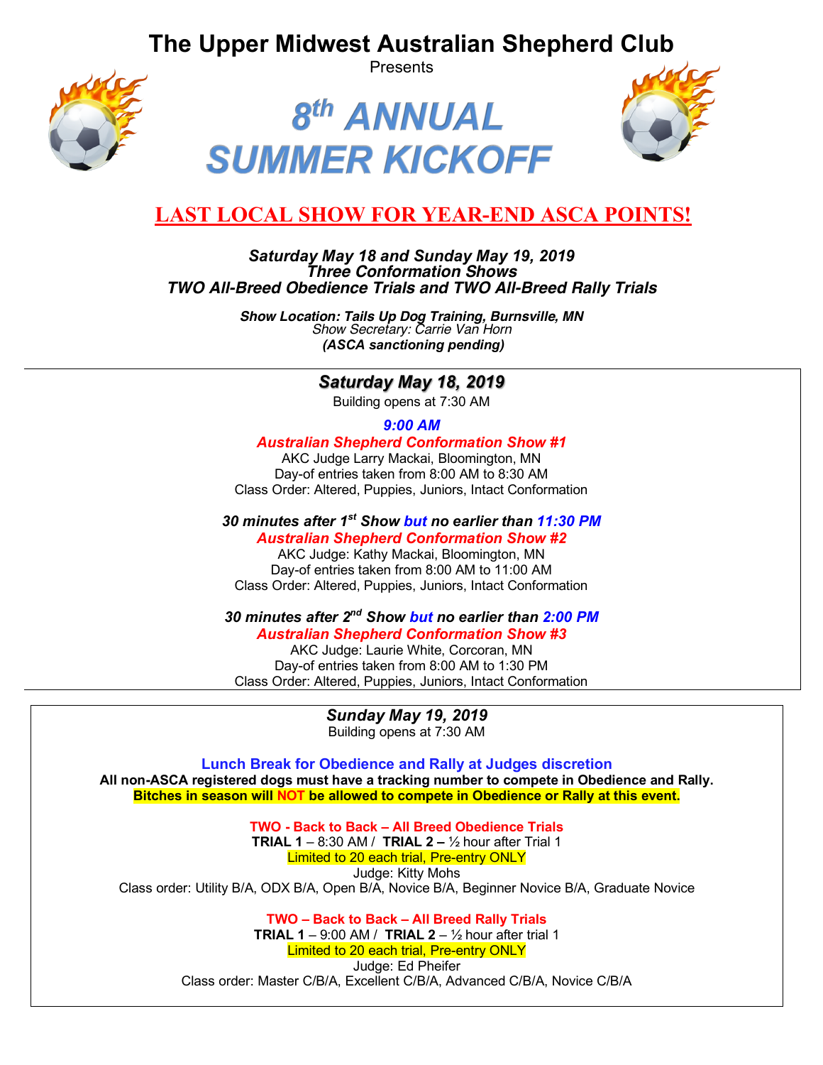# The Upper Midwest Australian Shepherd Club

Presents

# 8th ANNUAL SUMMER KICKOFF

## LAST LOCAL SHOW FOR YEAR-END ASCA POINTS!

***Saturday May 18 and Sunday May 19, 2019***
***Three Conformation Shows***
***TWO All-Breed Obedience Trials and TWO All-Breed Rally Trials***

***Show Location: Tails Up Dog Training, Burnsville, MN***
*Show Secretary: Carrie Van Horn*
***(ASCA sanctioning pending)***

---

### *Saturday May 18, 2019*

Building opens at 7:30 AM

***9:00 AM***
***Australian Shepherd Conformation Show #1***
AKC Judge Larry Mackai, Bloomington, MN
Day-of entries taken from 8:00 AM to 8:30 AM
Class Order: Altered, Puppies, Juniors, Intact Conformation

***30 minutes after 1st Show but no earlier than 11:30 PM***
***Australian Shepherd Conformation Show #2***
AKC Judge: Kathy Mackai, Bloomington, MN
Day-of entries taken from 8:00 AM to 11:00 AM
Class Order: Altered, Puppies, Juniors, Intact Conformation

***30 minutes after 2nd Show but no earlier than 2:00 PM***
***Australian Shepherd Conformation Show #3***
AKC Judge: Laurie White, Corcoran, MN
Day-of entries taken from 8:00 AM to 1:30 PM
Class Order: Altered, Puppies, Juniors, Intact Conformation

---

### *Sunday May 19, 2019*

Building opens at 7:30 AM

**Lunch Break for Obedience and Rally at Judges discretion**
**All non-ASCA registered dogs must have a tracking number to compete in Obedience and Rally.**
**Bitches in season will NOT be allowed to compete in Obedience or Rally at this event.**

**TWO - Back to Back – All Breed Obedience Trials**
**TRIAL 1** – 8:30 AM / **TRIAL 2 –** ½ hour after Trial 1
Limited to 20 each trial, Pre-entry ONLY
Judge: Kitty Mohs
Class order: Utility B/A, ODX B/A, Open B/A, Novice B/A, Beginner Novice B/A, Graduate Novice

**TWO – Back to Back – All Breed Rally Trials**
**TRIAL 1** – 9:00 AM / **TRIAL 2** – ½ hour after trial 1
Limited to 20 each trial, Pre-entry ONLY
Judge: Ed Pheifer
Class order: Master C/B/A, Excellent C/B/A, Advanced C/B/A, Novice C/B/A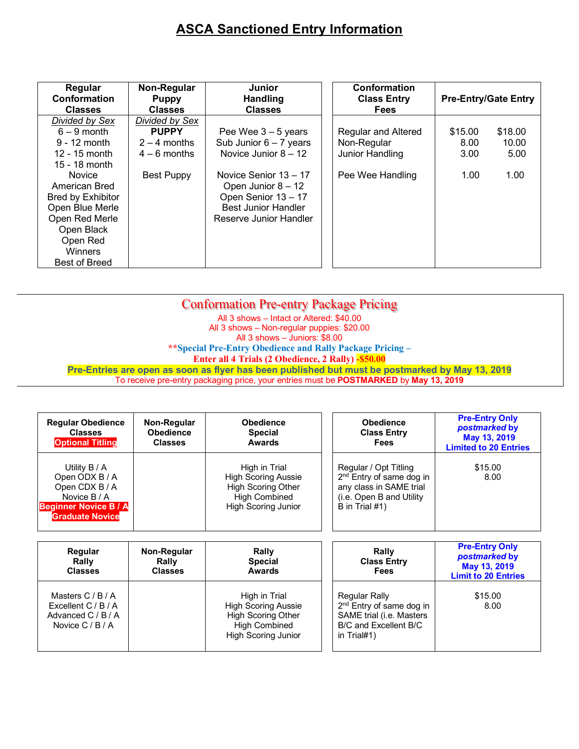# ASCA Sanctioned Entry Information

| Regular Conformation Classes | Non-Regular Puppy Classes | Junior Handling Classes |
|---|---|---|
| *Divided by Sex* | *Divided by Sex* | |
| 6 – 9 month | **PUPPY** | Pee Wee 3 – 5 years |
| 9 - 12 month | 2 – 4 months | Sub Junior 6 – 7 years |
| 12 - 15 month | 4 – 6 months | Novice Junior 8 – 12 |
| 15 - 18 month | | |
| Novice | Best Puppy | Novice Senior 13 – 17 |
| American Bred | | Open Junior 8 – 12 |
| Bred by Exhibitor | | Open Senior 13 – 17 |
| Open Blue Merle | | Best Junior Handler |
| Open Red Merle | | Reserve Junior Handler |
| Open Black | | |
| Open Red | | |
| Winners | | |
| Best of Breed | | |

| Conformation Class Entry Fees | Pre-Entry | Gate Entry |
|---|---|---|
| Regular and Altered | $15.00 | $18.00 |
| Non-Regular | 8.00 | 10.00 |
| Junior Handling | 3.00 | 5.00 |
| Pee Wee Handling | 1.00 | 1.00 |

## Conformation Pre-entry Package Pricing

All 3 shows – Intact or Altered: $40.00

All 3 shows – Non-regular puppies: $20.00

All 3 shows – Juniors: $8.00

****Special Pre-Entry Obedience and Rally Package Pricing –**

**Enter all 4 Trials (2 Obedience, 2 Rally) -$50.00**

**Pre-Entries are open as soon as flyer has been published but must be postmarked by May 13, 2019**

To receive pre-entry packaging price, your entries must be **POSTMARKED** by **May 13, 2019**

| Regular Obedience Classes **Optional Titling** | Non-Regular Obedience Classes | Obedience Special Awards |
|---|---|---|
| Utility B / A | | High in Trial |
| Open ODX B / A | | High Scoring Aussie |
| Open CDX B / A | | High Scoring Other |
| Novice B / A | | High Combined |
| **Beginner Novice B / A** | | High Scoring Junior |
| **Graduate Novice** | | |

| Obedience Class Entry Fees | Pre-Entry Only *postmarked* by May 13, 2019 Limited to 20 Entries |
|---|---|
| Regular / Opt Titling | $15.00 |
| 2nd Entry of same dog in any class in SAME trial (i.e. Open B and Utility B in Trial #1) | 8.00 |

| Regular Rally Classes | Non-Regular Rally Classes | Rally Special Awards |
|---|---|---|
| Masters C / B / A | | High in Trial |
| Excellent C / B / A | | High Scoring Aussie |
| Advanced C / B / A | | High Scoring Other |
| Novice C / B / A | | High Combined |
| | | High Scoring Junior |

| Rally Class Entry Fees | Pre-Entry Only *postmarked* by May 13, 2019 Limited to 20 Entries |
|---|---|
| Regular Rally | $15.00 |
| 2nd Entry of same dog in SAME trial (i.e. Masters B/C and Excellent B/C in Trial#1) | 8.00 |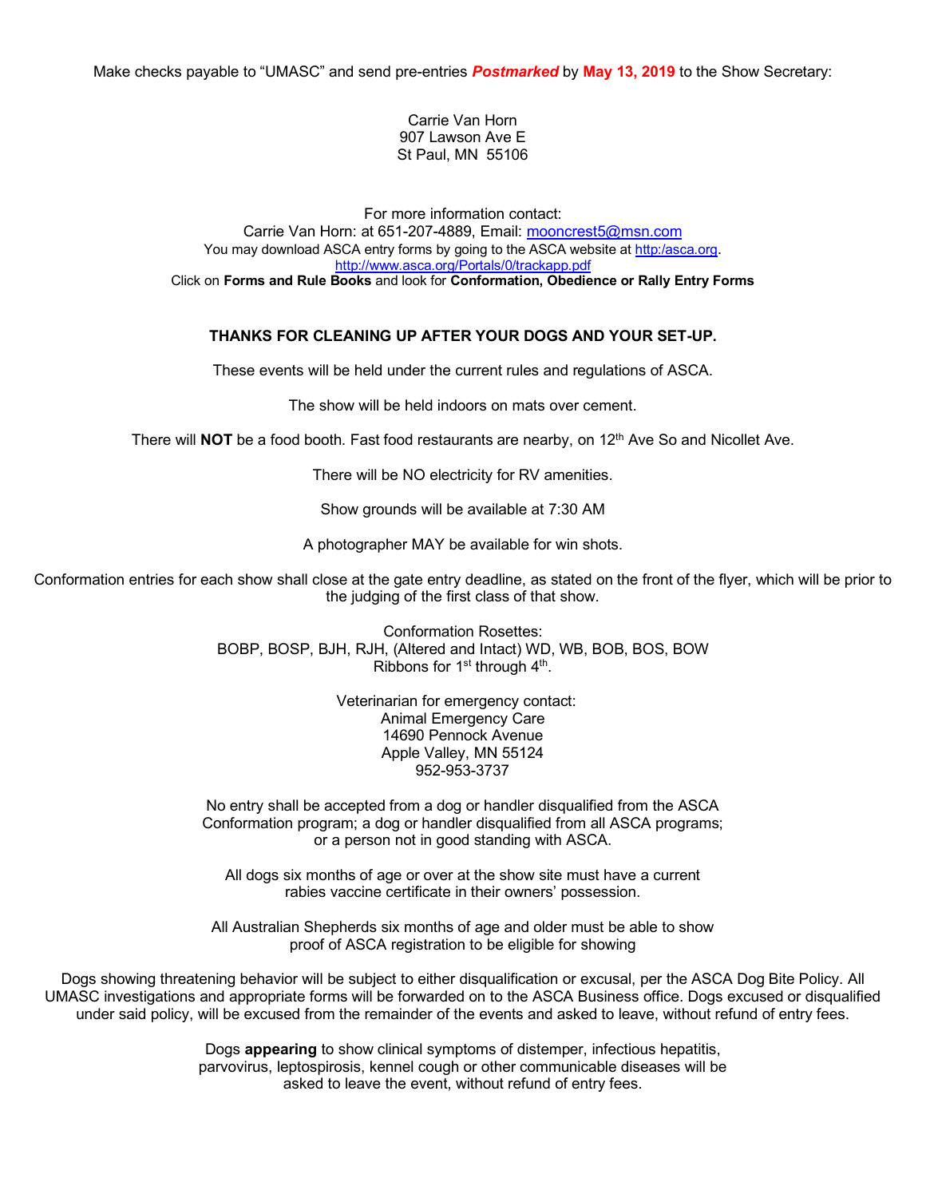Make checks payable to "UMASC" and send pre-entries ***Postmarked*** by **May 13, 2019** to the Show Secretary:

Carrie Van Horn
907 Lawson Ave E
St Paul, MN 55106

For more information contact:
Carrie Van Horn: at 651-207-4889, Email: mooncrest5@msn.com
You may download ASCA entry forms by going to the ASCA website at http:/asca.org.
http://www.asca.org/Portals/0/trackapp.pdf
Click on **Forms and Rule Books** and look for **Conformation, Obedience or Rally Entry Forms**

**THANKS FOR CLEANING UP AFTER YOUR DOGS AND YOUR SET-UP.**

These events will be held under the current rules and regulations of ASCA.

The show will be held indoors on mats over cement.

There will **NOT** be a food booth. Fast food restaurants are nearby, on 12th Ave So and Nicollet Ave.

There will be NO electricity for RV amenities.

Show grounds will be available at 7:30 AM

A photographer MAY be available for win shots.

Conformation entries for each show shall close at the gate entry deadline, as stated on the front of the flyer, which will be prior to the judging of the first class of that show.

Conformation Rosettes:
BOBP, BOSP, BJH, RJH, (Altered and Intact) WD, WB, BOB, BOS, BOW
Ribbons for 1st through 4th.

Veterinarian for emergency contact:
Animal Emergency Care
14690 Pennock Avenue
Apple Valley, MN 55124
952-953-3737

No entry shall be accepted from a dog or handler disqualified from the ASCA Conformation program; a dog or handler disqualified from all ASCA programs; or a person not in good standing with ASCA.

All dogs six months of age or over at the show site must have a current rabies vaccine certificate in their owners' possession.

All Australian Shepherds six months of age and older must be able to show proof of ASCA registration to be eligible for showing

Dogs showing threatening behavior will be subject to either disqualification or excusal, per the ASCA Dog Bite Policy. All UMASC investigations and appropriate forms will be forwarded on to the ASCA Business office. Dogs excused or disqualified under said policy, will be excused from the remainder of the events and asked to leave, without refund of entry fees.

Dogs **appearing** to show clinical symptoms of distemper, infectious hepatitis, parvovirus, leptospirosis, kennel cough or other communicable diseases will be asked to leave the event, without refund of entry fees.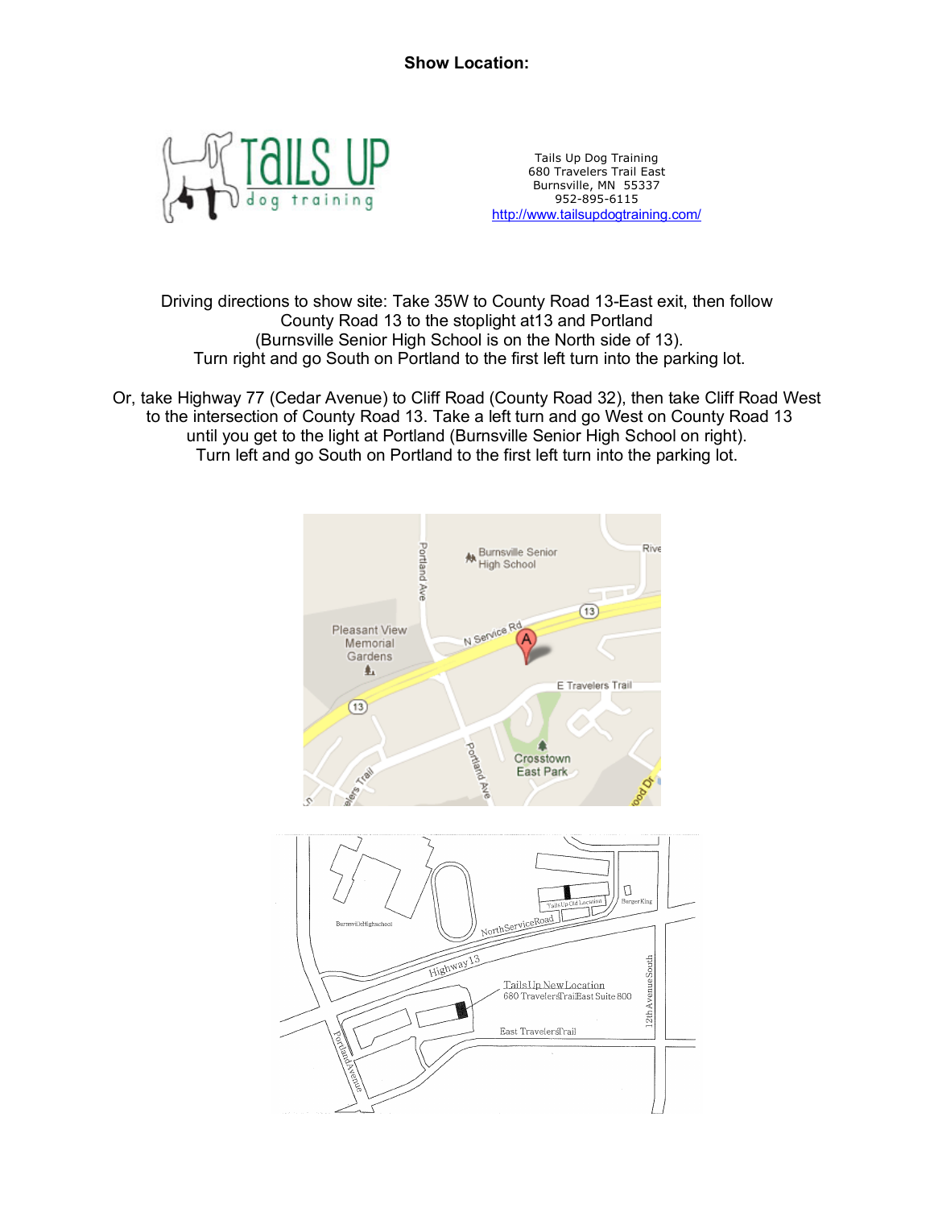**Show Location:**

Tails Up Dog Training
680 Travelers Trail East
Burnsville, MN 55337
952-895-6115
http://www.tailsupdogtraining.com/

Driving directions to show site: Take 35W to County Road 13-East exit, then follow County Road 13 to the stoplight at13 and Portland (Burnsville Senior High School is on the North side of 13). Turn right and go South on Portland to the first left turn into the parking lot.

Or, take Highway 77 (Cedar Avenue) to Cliff Road (County Road 32), then take Cliff Road West to the intersection of County Road 13. Take a left turn and go West on County Road 13 until you get to the light at Portland (Burnsville Senior High School on right). Turn left and go South on Portland to the first left turn into the parking lot.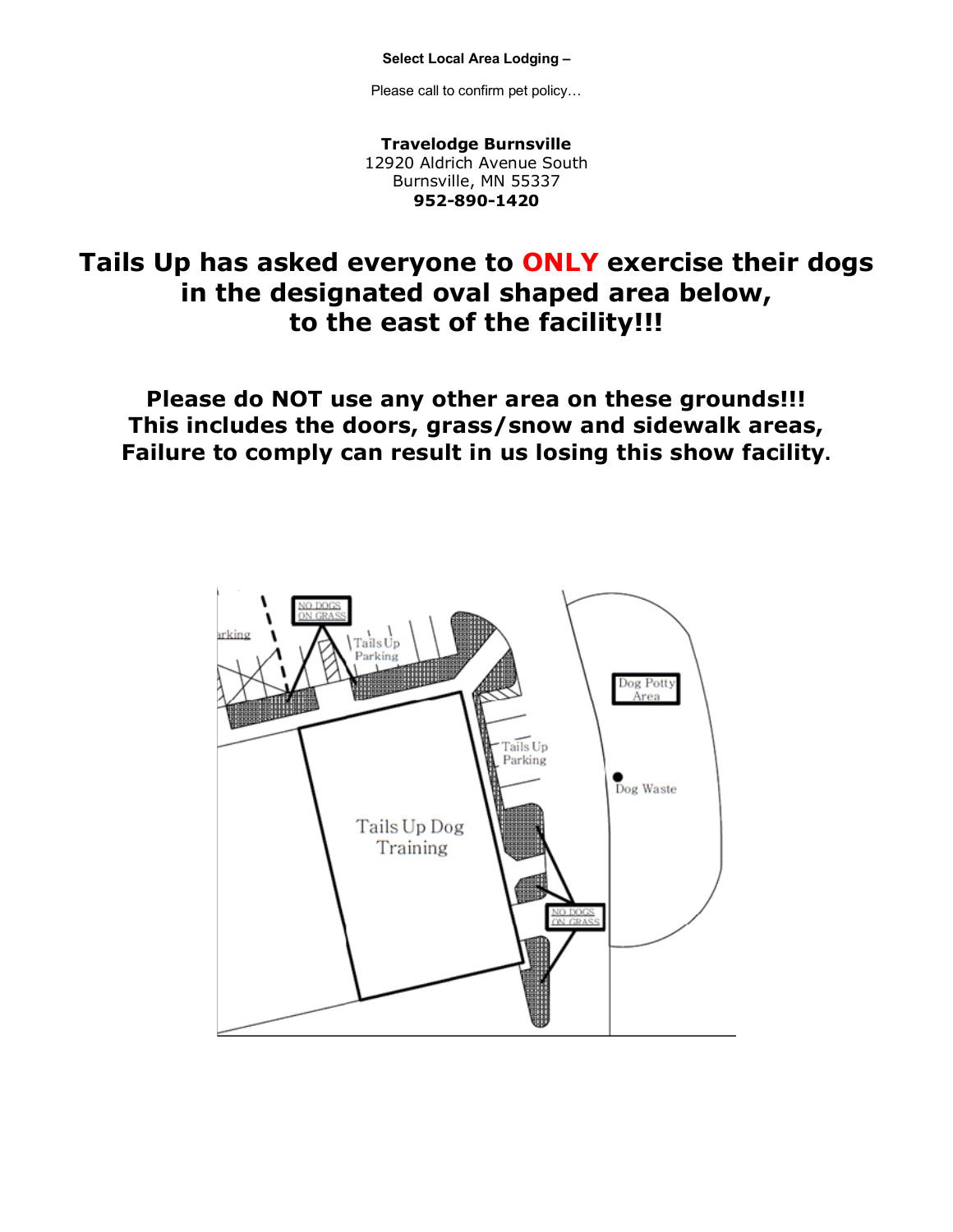**Select Local Area Lodging –**

Please call to confirm pet policy…

**Travelodge Burnsville**
12920 Aldrich Avenue South
Burnsville, MN 55337
**952-890-1420**

# Tails Up has asked everyone to ONLY exercise their dogs in the designated oval shaped area below, to the east of the facility!!!

## Please do NOT use any other area on these grounds!!! This includes the doors, grass/snow and sidewalk areas, Failure to comply can result in us losing this show facility.

NO DOGS ON GRASS

arking

Tails Up Parking

Dog Potty Area

Tails Up Parking

Dog Waste

Tails Up Dog Training

NO DOGS ON GRASS